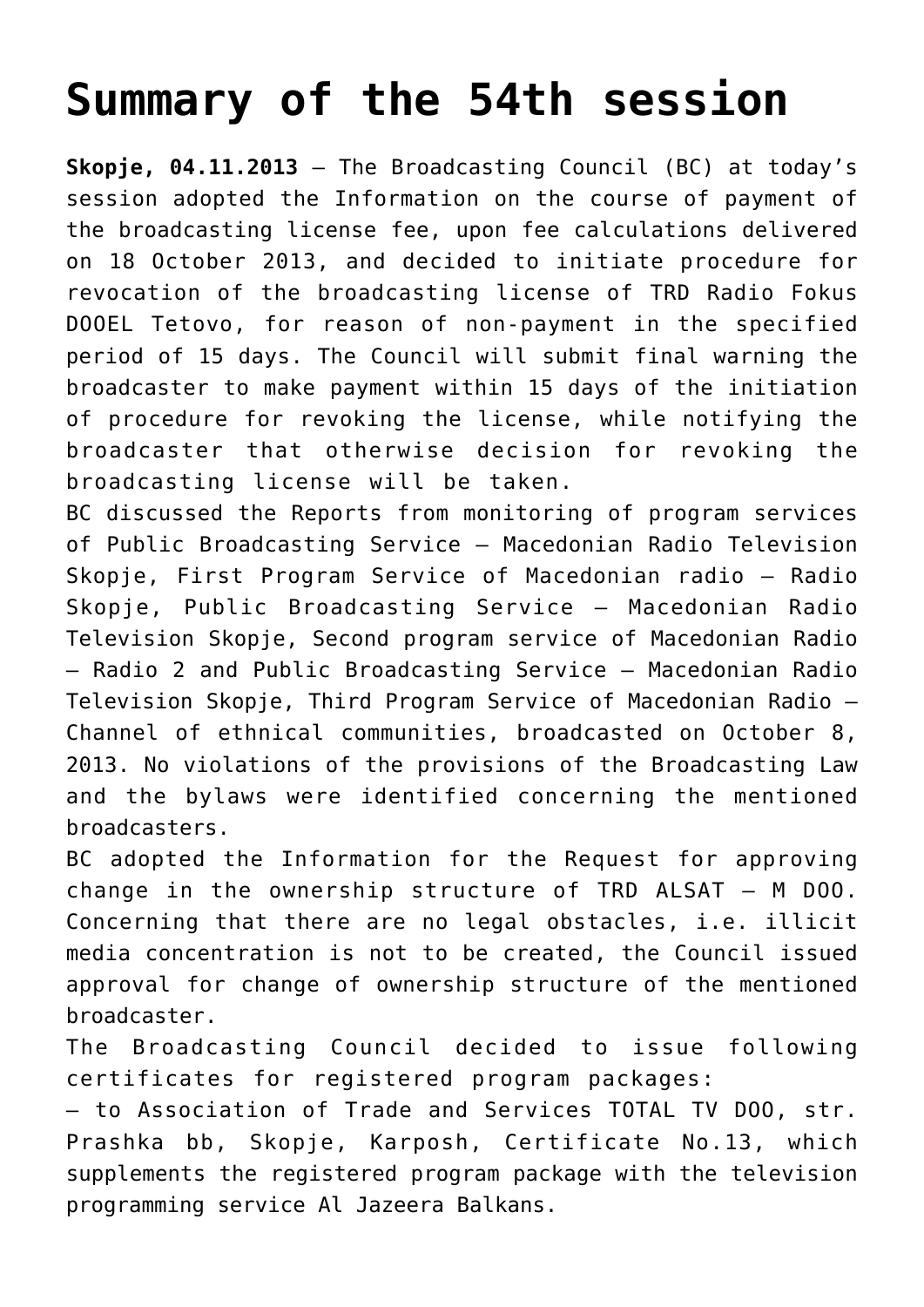# Summary of the 54th session

**Skopje, 04.11.2013** – The Broadcasting Council (BC) at today's session adopted the Information on the course of payment of the broadcasting license fee, upon fee calculations delivered on 18 October 2013, and decided to initiate procedure for revocation of the broadcasting license of TRD Radio Fokus DOOEL Tetovo, for reason of non-payment in the specified period of 15 days. The Council will submit final warning the broadcaster to make payment within 15 days of the initiation of procedure for revoking the license, while notifying the broadcaster that otherwise decision for revoking the broadcasting license will be taken.

BC discussed the Reports from monitoring of program services of Public Broadcasting Service – Macedonian Radio Television Skopje, First Program Service of Macedonian radio – Radio Skopje, Public Broadcasting Service – Macedonian Radio Television Skopje, Second program service of Macedonian Radio – Radio 2 and Public Broadcasting Service – Macedonian Radio Television Skopje, Third Program Service of Macedonian Radio – Channel of ethnical communities, broadcasted on October 8, 2013. No violations of the provisions of the Broadcasting Law and the bylaws were identified concerning the mentioned broadcasters.

BC adopted the Information for the Request for approving change in the ownership structure of TRD ALSAT – M DOO. Concerning that there are no legal obstacles, i.e. illicit media concentration is not to be created, the Council issued approval for change of ownership structure of the mentioned broadcaster.

The Broadcasting Council decided to issue following certificates for registered program packages:

– to Association of Trade and Services TOTAL TV DOO, str. Prashka bb, Skopje, Karposh, Certificate No.13, which supplements the registered program package with the television programming service Al Jazeera Balkans.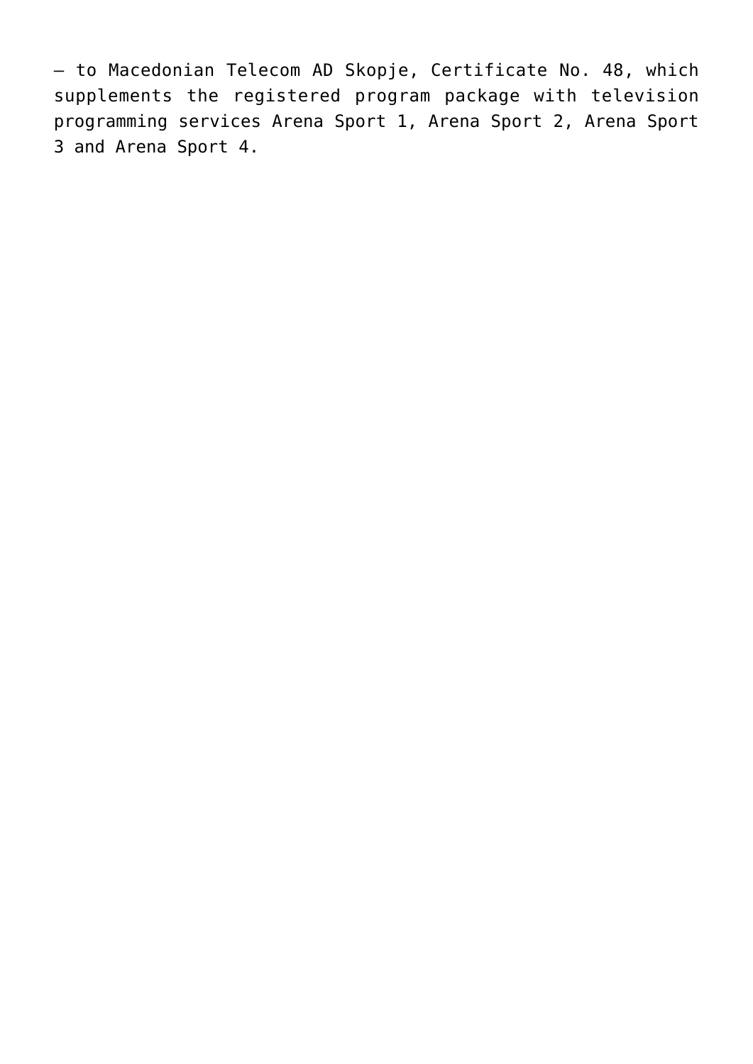– to Macedonian Telecom AD Skopje, Certificate No. 48, which supplements the registered program package with television programming services Arena Sport 1, Arena Sport 2, Arena Sport 3 and Arena Sport 4.